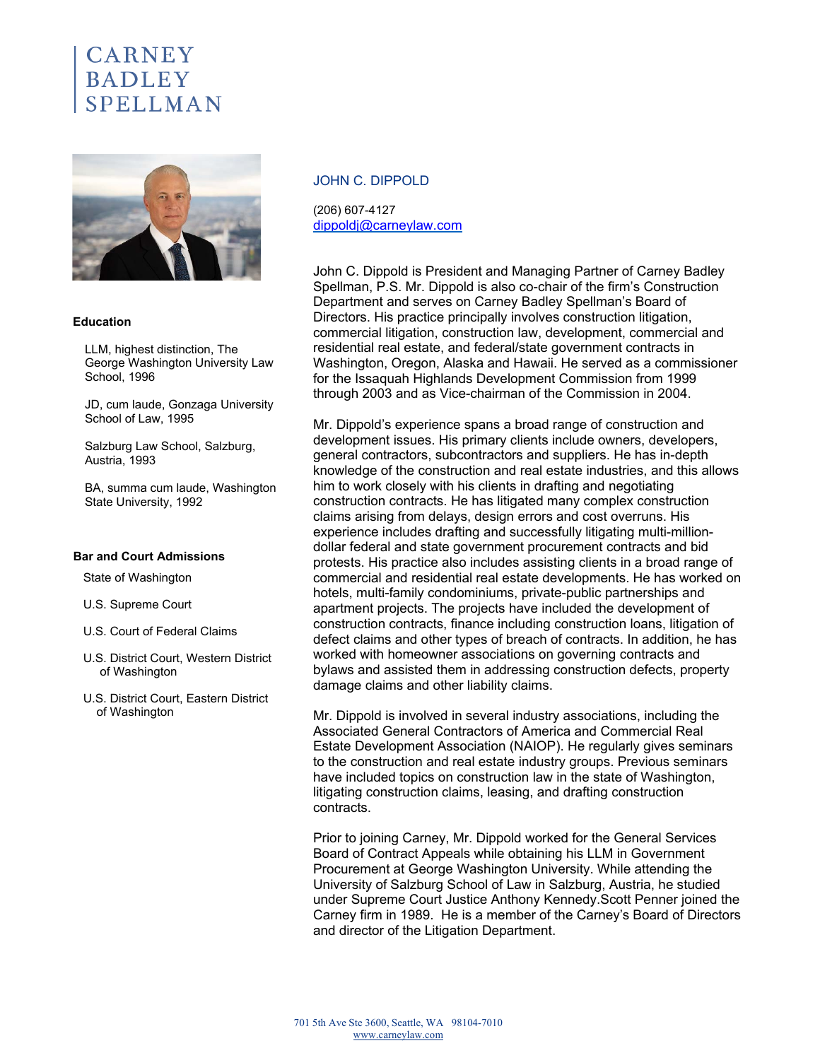# CARNEY BADLEY SPELLMAN

## JOHN C. DIPPOLD

(206) 607-4127
dippoldj@carneylaw.com

John C. Dippold is President and Managing Partner of Carney Badley Spellman, P.S. Mr. Dippold is also co-chair of the firm's Construction Department and serves on Carney Badley Spellman's Board of Directors. His practice principally involves construction litigation, commercial litigation, construction law, development, commercial and residential real estate, and federal/state government contracts in Washington, Oregon, Alaska and Hawaii. He served as a commissioner for the Issaquah Highlands Development Commission from 1999 through 2003 and as Vice-chairman of the Commission in 2004.

Mr. Dippold's experience spans a broad range of construction and development issues. His primary clients include owners, developers, general contractors, subcontractors and suppliers. He has in-depth knowledge of the construction and real estate industries, and this allows him to work closely with his clients in drafting and negotiating construction contracts. He has litigated many complex construction claims arising from delays, design errors and cost overruns. His experience includes drafting and successfully litigating multi-million-dollar federal and state government procurement contracts and bid protests. His practice also includes assisting clients in a broad range of commercial and residential real estate developments. He has worked on hotels, multi-family condominiums, private-public partnerships and apartment projects. The projects have included the development of construction contracts, finance including construction loans, litigation of defect claims and other types of breach of contracts. In addition, he has worked with homeowner associations on governing contracts and bylaws and assisted them in addressing construction defects, property damage claims and other liability claims.

Mr. Dippold is involved in several industry associations, including the Associated General Contractors of America and Commercial Real Estate Development Association (NAIOP). He regularly gives seminars to the construction and real estate industry groups. Previous seminars have included topics on construction law in the state of Washington, litigating construction claims, leasing, and drafting construction contracts.

Prior to joining Carney, Mr. Dippold worked for the General Services Board of Contract Appeals while obtaining his LLM in Government Procurement at George Washington University. While attending the University of Salzburg School of Law in Salzburg, Austria, he studied under Supreme Court Justice Anthony Kennedy.Scott Penner joined the Carney firm in 1989. He is a member of the Carney's Board of Directors and director of the Litigation Department.

### Education

- LLM, highest distinction, The George Washington University Law School, 1996
- JD, cum laude, Gonzaga University School of Law, 1995
- Salzburg Law School, Salzburg, Austria, 1993
- BA, summa cum laude, Washington State University, 1992

### Bar and Court Admissions

- State of Washington
- U.S. Supreme Court
- U.S. Court of Federal Claims
- U.S. District Court, Western District of Washington
- U.S. District Court, Eastern District of Washington

701 5th Ave Ste 3600, Seattle, WA 98104-7010
www.carneylaw.com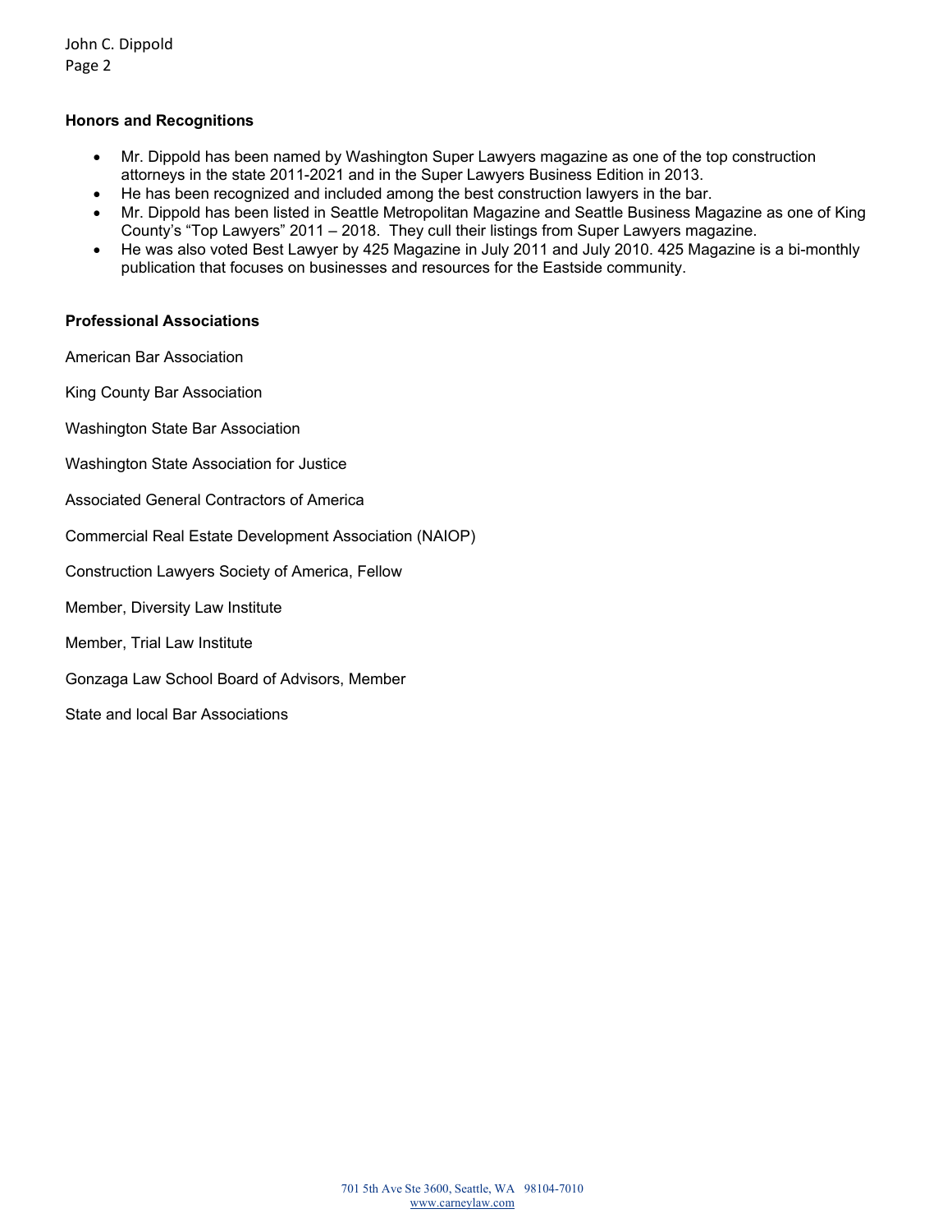### Honors and Recognitions

- Mr. Dippold has been named by Washington Super Lawyers magazine as one of the top construction attorneys in the state 2011-2021 and in the Super Lawyers Business Edition in 2013.
- He has been recognized and included among the best construction lawyers in the bar.
- Mr. Dippold has been listed in Seattle Metropolitan Magazine and Seattle Business Magazine as one of King County's "Top Lawyers" 2011 – 2018. They cull their listings from Super Lawyers magazine.
- He was also voted Best Lawyer by 425 Magazine in July 2011 and July 2010. 425 Magazine is a bi-monthly publication that focuses on businesses and resources for the Eastside community.

### Professional Associations

American Bar Association

King County Bar Association

Washington State Bar Association

Washington State Association for Justice

Associated General Contractors of America

Commercial Real Estate Development Association (NAIOP)

Construction Lawyers Society of America, Fellow

Member, Diversity Law Institute

Member, Trial Law Institute

Gonzaga Law School Board of Advisors, Member

State and local Bar Associations